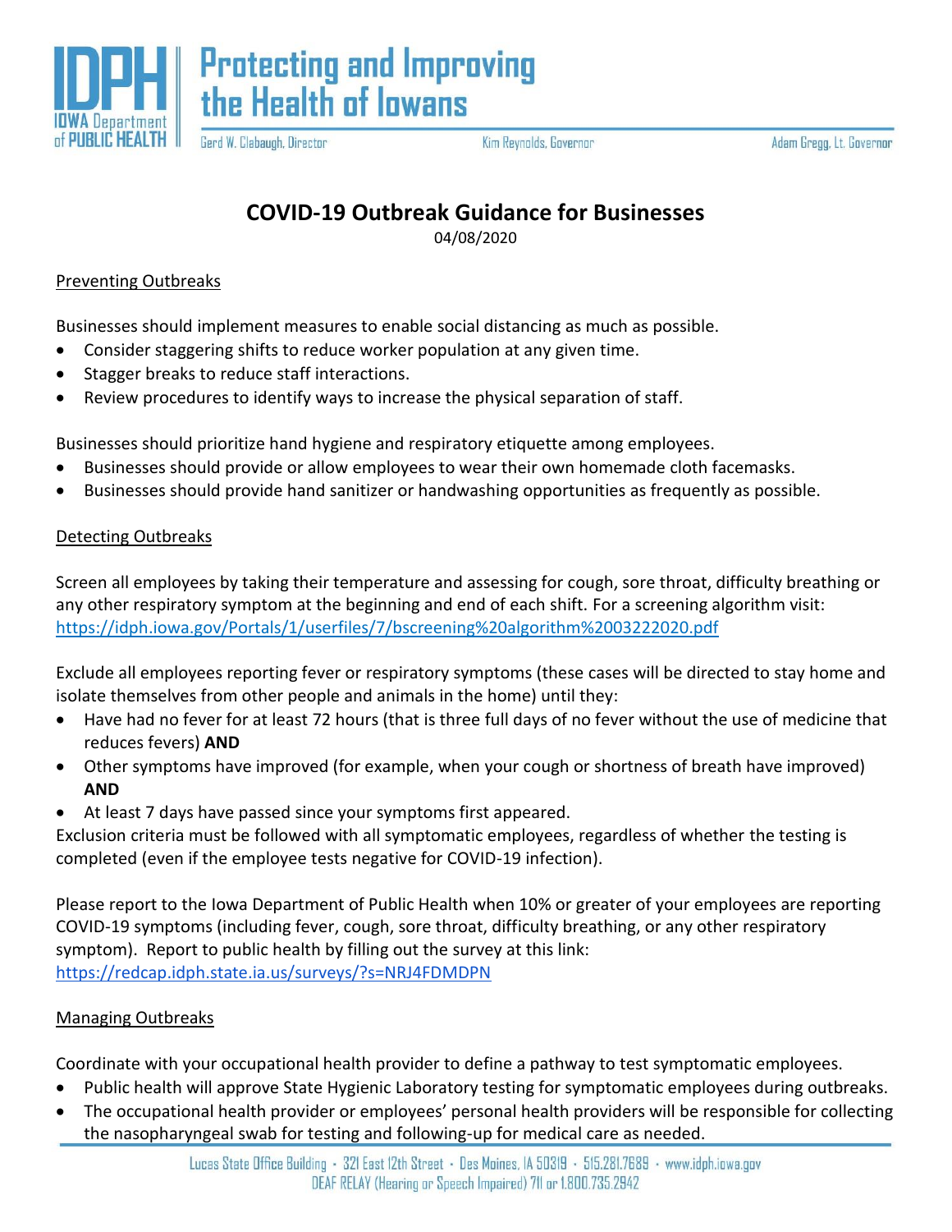# COVID-19 Outbreak Guidance for Businesses

04/08/2020

## Preventing Outbreaks

Businesses should implement measures to enable social distancing as much as possible.

- Consider staggering shifts to reduce worker population at any given time.
- Stagger breaks to reduce staff interactions.
- Review procedures to identify ways to increase the physical separation of staff.

Businesses should prioritize hand hygiene and respiratory etiquette among employees.

- Businesses should provide or allow employees to wear their own homemade cloth facemasks.
- Businesses should provide hand sanitizer or handwashing opportunities as frequently as possible.

## Detecting Outbreaks

Screen all employees by taking their temperature and assessing for cough, sore throat, difficulty breathing or any other respiratory symptom at the beginning and end of each shift. For a screening algorithm visit: https://idph.iowa.gov/Portals/1/userfiles/7/bscreening%20algorithm%2003222020.pdf

Exclude all employees reporting fever or respiratory symptoms (these cases will be directed to stay home and isolate themselves from other people and animals in the home) until they:

- Have had no fever for at least 72 hours (that is three full days of no fever without the use of medicine that reduces fevers) **AND**
- Other symptoms have improved (for example, when your cough or shortness of breath have improved) **AND**
- At least 7 days have passed since your symptoms first appeared.

Exclusion criteria must be followed with all symptomatic employees, regardless of whether the testing is completed (even if the employee tests negative for COVID-19 infection).

Please report to the Iowa Department of Public Health when 10% or greater of your employees are reporting COVID-19 symptoms (including fever, cough, sore throat, difficulty breathing, or any other respiratory symptom). Report to public health by filling out the survey at this link: https://redcap.idph.state.ia.us/surveys/?s=NRJ4FDMDPN

## Managing Outbreaks

Coordinate with your occupational health provider to define a pathway to test symptomatic employees.

- Public health will approve State Hygienic Laboratory testing for symptomatic employees during outbreaks.
- The occupational health provider or employees' personal health providers will be responsible for collecting the nasopharyngeal swab for testing and following-up for medical care as needed.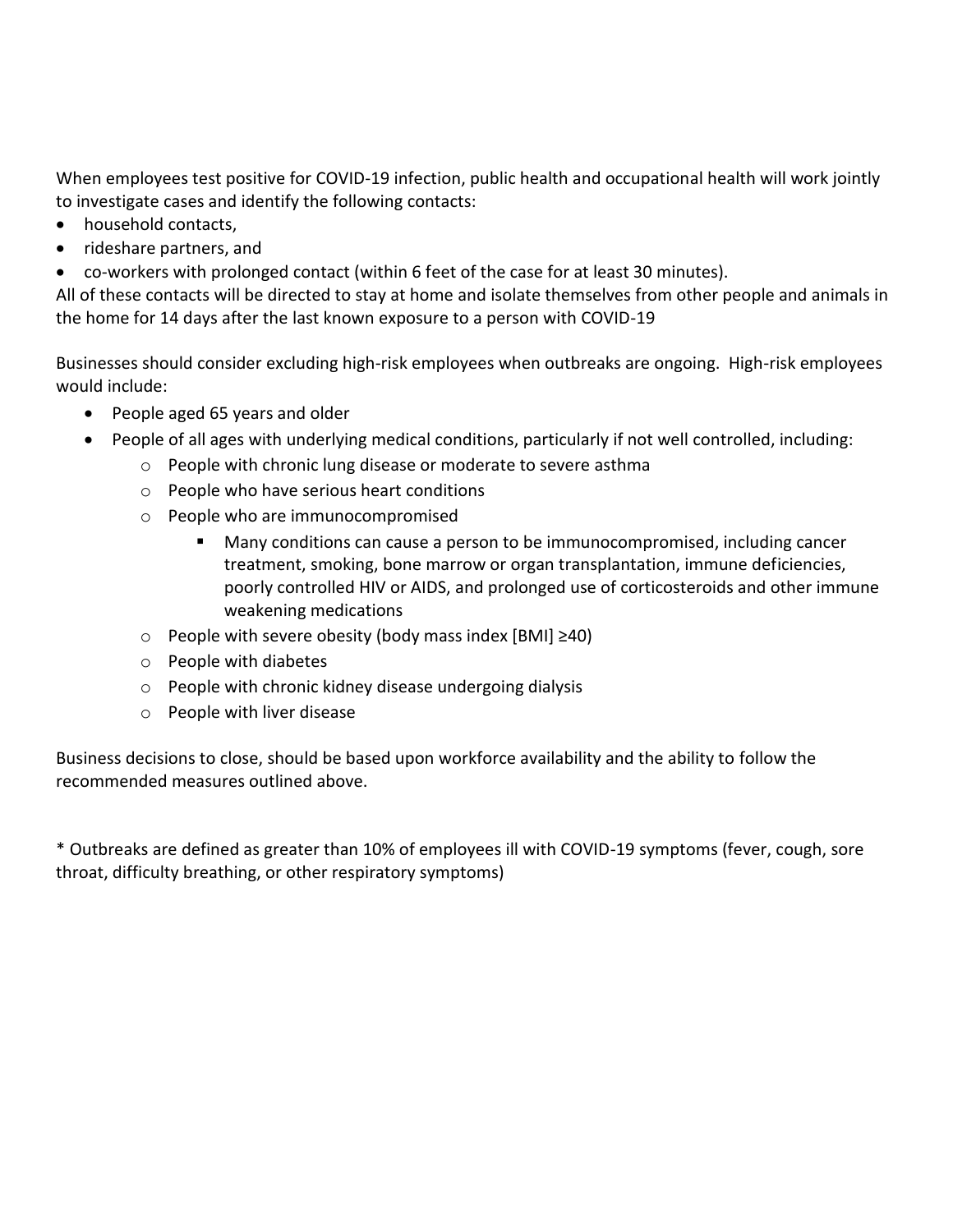When employees test positive for COVID-19 infection, public health and occupational health will work jointly to investigate cases and identify the following contacts:

- household contacts,
- rideshare partners, and
- co-workers with prolonged contact (within 6 feet of the case for at least 30 minutes).

All of these contacts will be directed to stay at home and isolate themselves from other people and animals in the home for 14 days after the last known exposure to a person with COVID-19

Businesses should consider excluding high-risk employees when outbreaks are ongoing. High-risk employees would include:

- People aged 65 years and older
- People of all ages with underlying medical conditions, particularly if not well controlled, including:
    - People with chronic lung disease or moderate to severe asthma
    - People who have serious heart conditions
    - People who are immunocompromised
        - Many conditions can cause a person to be immunocompromised, including cancer treatment, smoking, bone marrow or organ transplantation, immune deficiencies, poorly controlled HIV or AIDS, and prolonged use of corticosteroids and other immune weakening medications
    - People with severe obesity (body mass index [BMI] ≥40)
    - People with diabetes
    - People with chronic kidney disease undergoing dialysis
    - People with liver disease

Business decisions to close, should be based upon workforce availability and the ability to follow the recommended measures outlined above.

* Outbreaks are defined as greater than 10% of employees ill with COVID-19 symptoms (fever, cough, sore throat, difficulty breathing, or other respiratory symptoms)